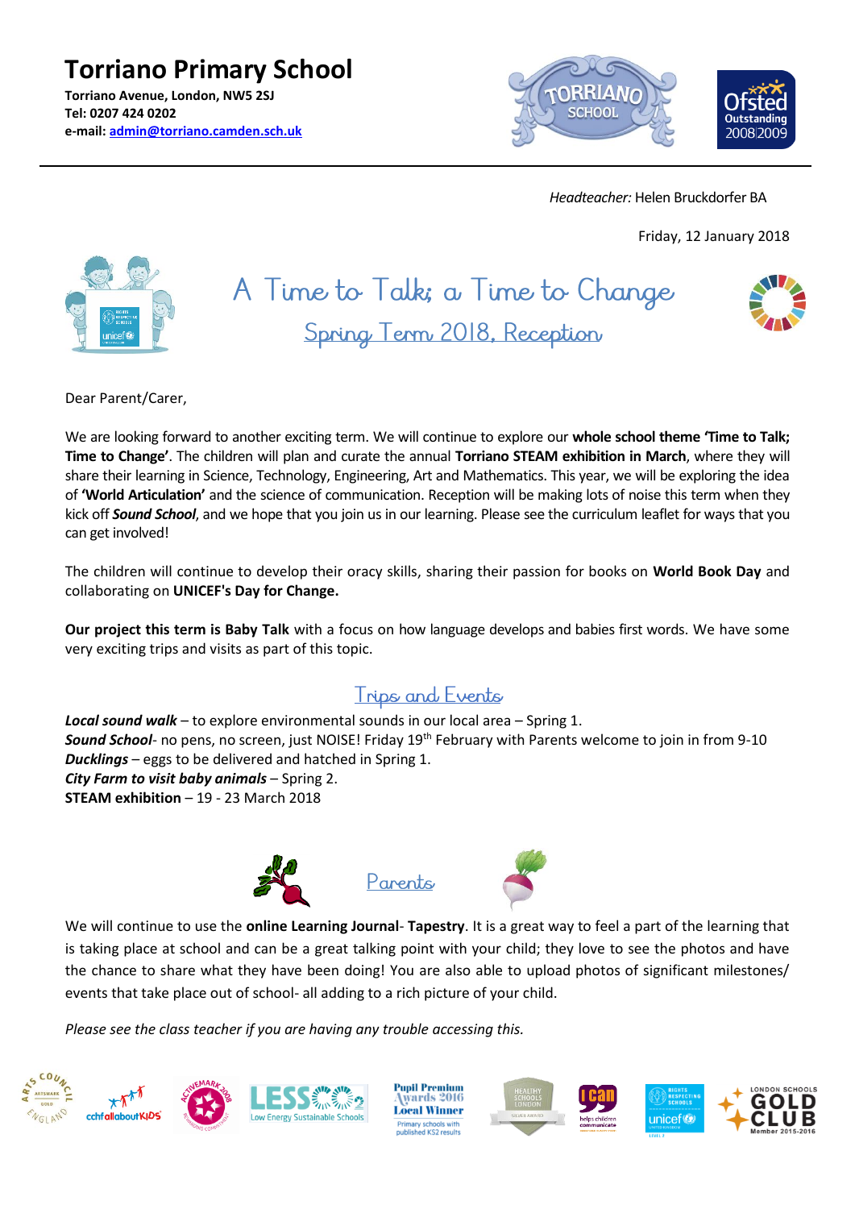# Torriano Primary School

**Torriano Avenue, London, NW5 2SJ**
**Tel: 0207 424 0202**
**e-mail: admin@torriano.camden.sch.uk**

*Headteacher:* Helen Bruckdorfer BA

Friday, 12 January 2018

## A Time to Talk; a Time to Change

### Spring Term 2018, Reception

Dear Parent/Carer,

We are looking forward to another exciting term. We will continue to explore our **whole school theme 'Time to Talk; Time to Change'**. The children will plan and curate the annual **Torriano STEAM exhibition in March**, where they will share their learning in Science, Technology, Engineering, Art and Mathematics. This year, we will be exploring the idea of **'World Articulation'** and the science of communication. Reception will be making lots of noise this term when they kick off ***Sound School***, and we hope that you join us in our learning. Please see the curriculum leaflet for ways that you can get involved!

The children will continue to develop their oracy skills, sharing their passion for books on **World Book Day** and collaborating on **UNICEF's Day for Change.**

**Our project this term is Baby Talk** with a focus on how language develops and babies first words. We have some very exciting trips and visits as part of this topic.

### Trips and Events

***Local sound walk*** – to explore environmental sounds in our local area – Spring 1.
***Sound School***- no pens, no screen, just NOISE! Friday 19th February with Parents welcome to join in from 9-10
***Ducklings*** – eggs to be delivered and hatched in Spring 1.
***City Farm to visit baby animals*** – Spring 2.
**STEAM exhibition** – 19 - 23 March 2018

### Parents

We will continue to use the **online Learning Journal**- **Tapestry**. It is a great way to feel a part of the learning that is taking place at school and can be a great talking point with your child; they love to see the photos and have the chance to share what they have been doing! You are also able to upload photos of significant milestones/ events that take place out of school- all adding to a rich picture of your child.

*Please see the class teacher if you are having any trouble accessing this.*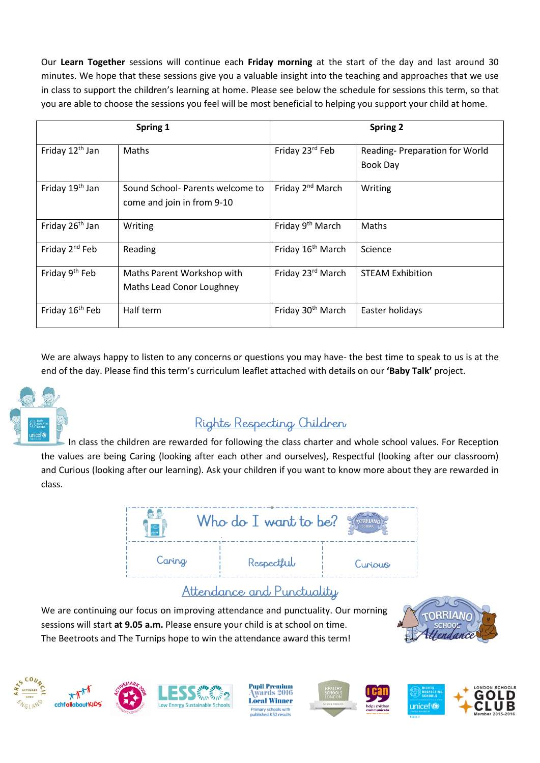Our **Learn Together** sessions will continue each **Friday morning** at the start of the day and last around 30 minutes. We hope that these sessions give you a valuable insight into the teaching and approaches that we use in class to support the children's learning at home. Please see below the schedule for sessions this term, so that you are able to choose the sessions you feel will be most beneficial to helping you support your child at home.

| Spring 1 | | Spring 2 | |
|---|---|---|---|
| Friday 12th Jan | Maths | Friday 23rd Feb | Reading- Preparation for World Book Day |
| Friday 19th Jan | Sound School- Parents welcome to come and join in from 9-10 | Friday 2nd March | Writing |
| Friday 26th Jan | Writing | Friday 9th March | Maths |
| Friday 2nd Feb | Reading | Friday 16th March | Science |
| Friday 9th Feb | Maths Parent Workshop with Maths Lead Conor Loughney | Friday 23rd March | STEAM Exhibition |
| Friday 16th Feb | Half term | Friday 30th March | Easter holidays |

We are always happy to listen to any concerns or questions you may have- the best time to speak to us is at the end of the day. Please find this term's curriculum leaflet attached with details on our **'Baby Talk'** project.

## Rights Respecting Children

In class the children are rewarded for following the class charter and whole school values. For Reception the values are being Caring (looking after each other and ourselves), Respectful (looking after our classroom) and Curious (looking after our learning). Ask your children if you want to know more about they are rewarded in class.

| Who do I want to be? | | |
|---|---|---|
| Caring | Respectful | Curious |

## Attendance and Punctuality

We are continuing our focus on improving attendance and punctuality. Our morning sessions will start **at 9.05 a.m.** Please ensure your child is at school on time.
The Beetroots and The Turnips hope to win the attendance award this term!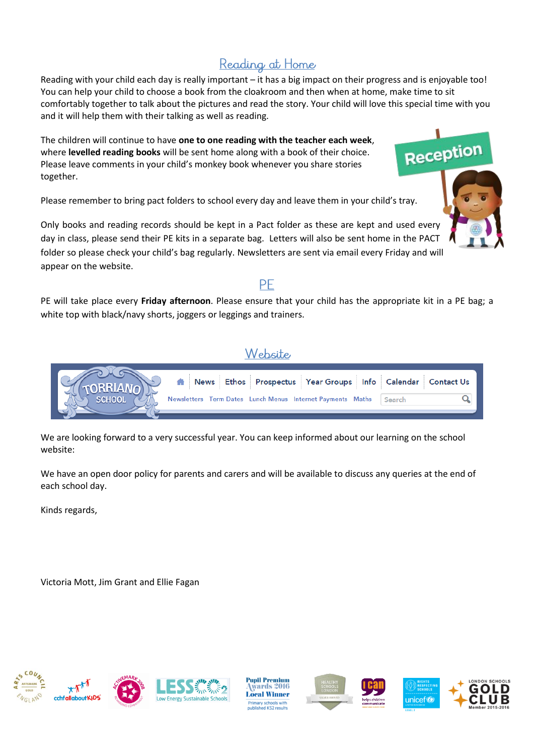## Reading at Home

Reading with your child each day is really important – it has a big impact on their progress and is enjoyable too! You can help your child to choose a book from the cloakroom and then when at home, make time to sit comfortably together to talk about the pictures and read the story. Your child will love this special time with you and it will help them with their talking as well as reading.

The children will continue to have **one to one reading with the teacher each week**, where **levelled reading books** will be sent home along with a book of their choice. Please leave comments in your child's monkey book whenever you share stories together.

Please remember to bring pact folders to school every day and leave them in your child's tray.

Only books and reading records should be kept in a Pact folder as these are kept and used every day in class, please send their PE kits in a separate bag. Letters will also be sent home in the PACT folder so please check your child's bag regularly. Newsletters are sent via email every Friday and will appear on the website.

## PE

PE will take place every **Friday afternoon**. Please ensure that your child has the appropriate kit in a PE bag; a white top with black/navy shorts, joggers or leggings and trainers.

## Website

We are looking forward to a very successful year. You can keep informed about our learning on the school website:

We have an open door policy for parents and carers and will be available to discuss any queries at the end of each school day.

Kinds regards,

Victoria Mott, Jim Grant and Ellie Fagan